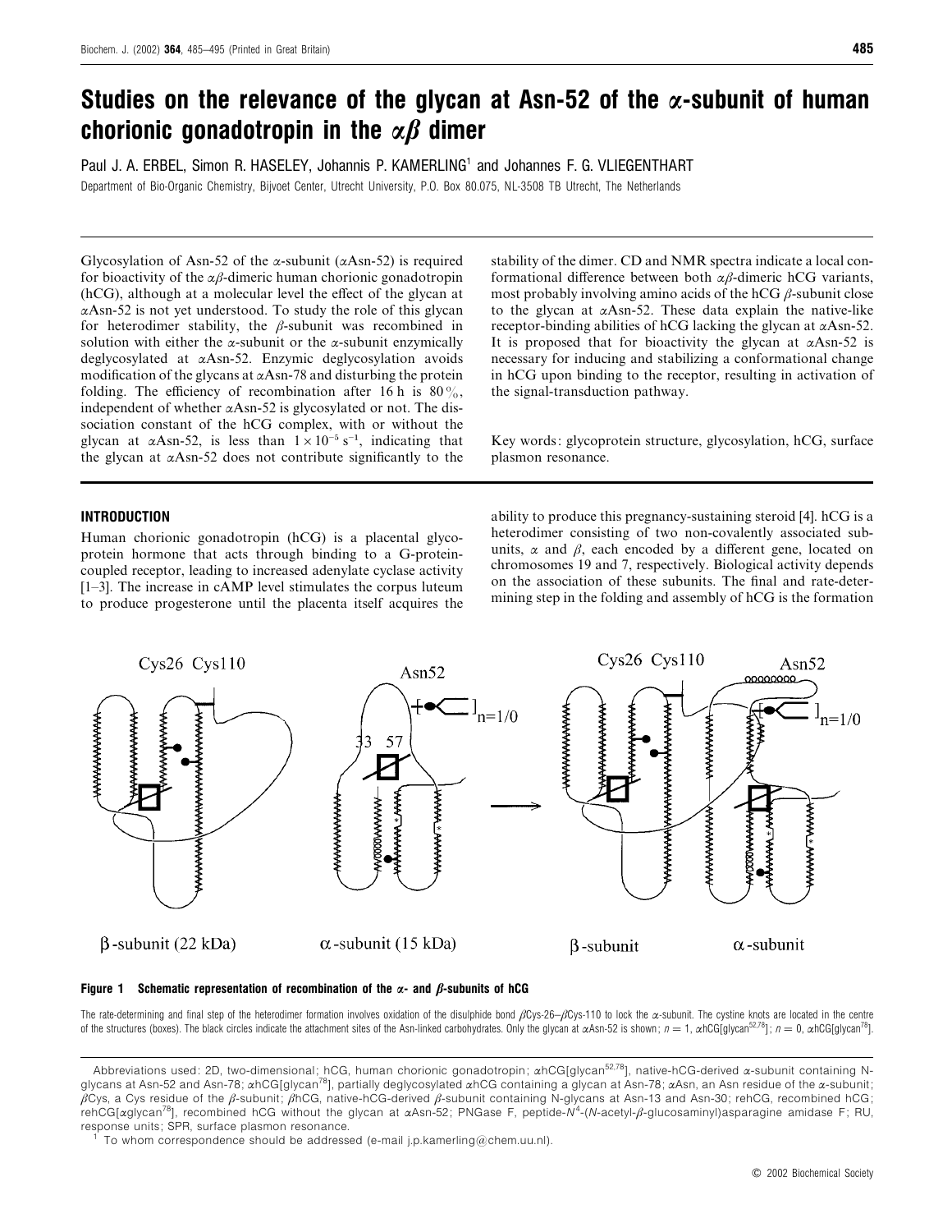# Studies on the relevance of the glycan at Asn-52 of the α-subunit of human chorionic gonadotropin in the αβ dimer

Paul J. A. ERBEL, Simon R. HASELEY, Johannis P. KAMERLING[1] and Johannes F. G. VLIEGENTHART

Department of Bio-Organic Chemistry, Bijvoet Center, Utrecht University, P.O. Box 80.075, NL-3508 TB Utrecht, The Netherlands

Glycosylation of Asn-52 of the α-subunit (αAsn-52) is required for bioactivity of the αβ-dimeric human chorionic gonadotropin (hCG), although at a molecular level the effect of the glycan at αAsn-52 is not yet understood. To study the role of this glycan for heterodimer stability, the β-subunit was recombined in solution with either the α-subunit or the α-subunit enzymically deglycosylated at αAsn-52. Enzymic deglycosylation avoids modification of the glycans at αAsn-78 and disturbing the protein folding. The efficiency of recombination after 16 h is 80%, independent of whether αAsn-52 is glycosylated or not. The dissociation constant of the hCG complex, with or without the glycan at αAsn-52, is less than $1 \times 10^{-5}$ $s^{-1}$, indicating that the glycan at αAsn-52 does not contribute significantly to the stability of the dimer. CD and NMR spectra indicate a local conformational difference between both αβ-dimeric hCG variants, most probably involving amino acids of the hCG β-subunit close to the glycan at αAsn-52. These data explain the native-like receptor-binding abilities of hCG lacking the glycan at αAsn-52. It is proposed that for bioactivity the glycan at αAsn-52 is necessary for inducing and stabilizing a conformational change in hCG upon binding to the receptor, resulting in activation of the signal-transduction pathway.

Key words: glycoprotein structure, glycosylation, hCG, surface plasmon resonance.

## INTRODUCTION

Human chorionic gonadotropin (hCG) is a placental glycoprotein hormone that acts through binding to a G-protein-coupled receptor, leading to increased adenylate cyclase activity [1–3]. The increase in cAMP level stimulates the corpus luteum to produce progesterone until the placenta itself acquires the ability to produce this pregnancy-sustaining steroid [4]. hCG is a heterodimer consisting of two non-covalently associated subunits, α and β, each encoded by a different gene, located on chromosomes 19 and 7, respectively. Biological activity depends on the association of these subunits. The final and rate-determining step in the folding and assembly of hCG is the formation

**Figure 1 Schematic representation of recombination of the α- and β-subunits of hCG**

The rate-determining and final step of the heterodimer formation involves oxidation of the disulphide bond βCys-26–βCys-110 to lock the α-subunit. The cystine knots are located in the centre of the structures (boxes). The black circles indicate the attachment sites of the Asn-linked carbohydrates. Only the glycan at αAsn-52 is shown; $n = 1$, αhCG[glycan[52,78]]; $n = 0$, αhCG[glycan[78]].

Abbreviations used: 2D, two-dimensional; hCG, human chorionic gonadotropin; αhCG[glycan[52,78]], native-hCG-derived α-subunit containing N-glycans at Asn-52 and Asn-78; αhCG[glycan[78]], partially deglycosylated αhCG containing a glycan at Asn-78; αAsn, an Asn residue of the α-subunit; βCys, a Cys residue of the β-subunit; βhCG, native-hCG-derived β-subunit containing N-glycans at Asn-13 and Asn-30; rehCG, recombined hCG; rehCG[αglycan[78]], recombined hCG without the glycan at αAsn-52; PNGase F, peptide-$N^4$-(N-acetyl-β-glucosaminyl)asparagine amidase F; RU, response units; SPR, surface plasmon resonance.

[1] To whom correspondence should be addressed (e-mail j.p.kamerling@chem.uu.nl).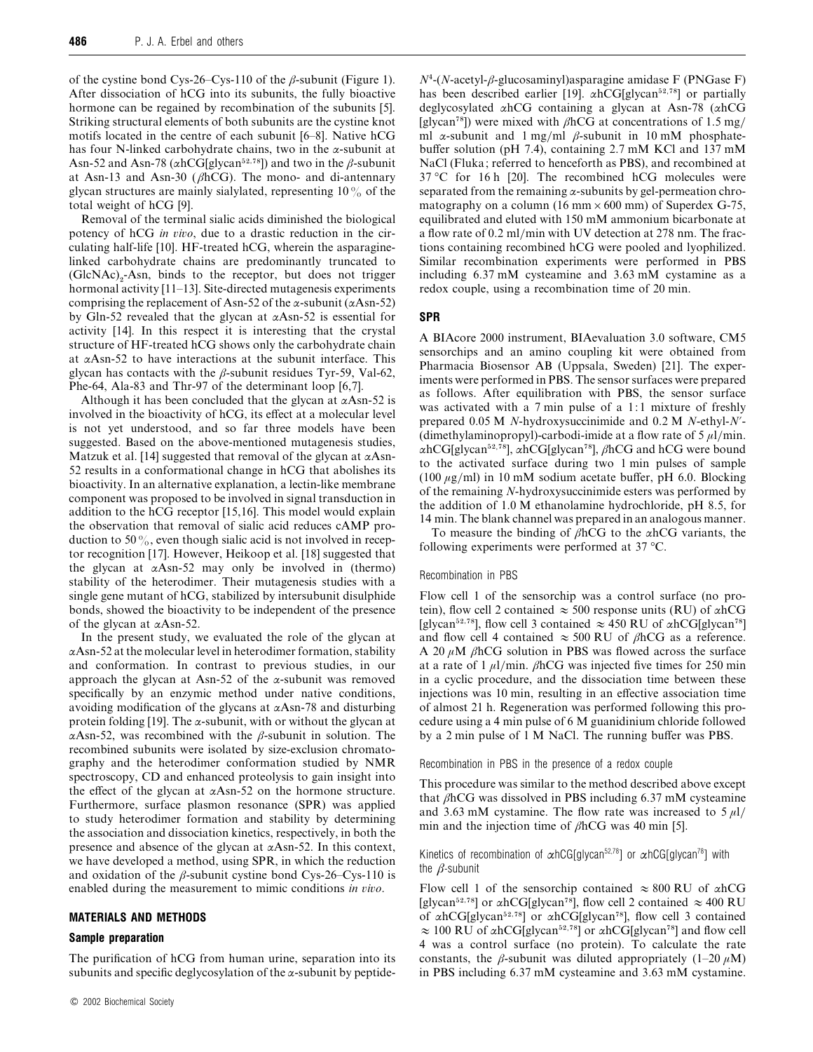of the cystine bond Cys-26–Cys-110 of the $\beta$-subunit (Figure 1). After dissociation of hCG into its subunits, the fully bioactive hormone can be regained by recombination of the subunits [5]. Striking structural elements of both subunits are the cystine knot motifs located in the centre of each subunit [6–8]. Native hCG has four N-linked carbohydrate chains, two in the $\alpha$-subunit at Asn-52 and Asn-78 ($\alpha$hCG[glycan$^{52,78}$]) and two in the $\beta$-subunit at Asn-13 and Asn-30 ($\beta$hCG). The mono- and di-antennary glycan structures are mainly sialylated, representing 10 % of the total weight of hCG [9].

Removal of the terminal sialic acids diminished the biological potency of hCG *in vivo*, due to a drastic reduction in the circulating half-life [10]. HF-treated hCG, wherein the asparagine-linked carbohydrate chains are predominantly truncated to $(GlcNAc)_2$-Asn, binds to the receptor, but does not trigger hormonal activity [11–13]. Site-directed mutagenesis experiments comprising the replacement of Asn-52 of the $\alpha$-subunit ($\alpha$Asn-52) by Gln-52 revealed that the glycan at $\alpha$Asn-52 is essential for activity [14]. In this respect it is interesting that the crystal structure of HF-treated hCG shows only the carbohydrate chain at $\alpha$Asn-52 to have interactions at the subunit interface. This glycan has contacts with the $\beta$-subunit residues Tyr-59, Val-62, Phe-64, Ala-83 and Thr-97 of the determinant loop [6,7].

Although it has been concluded that the glycan at $\alpha$Asn-52 is involved in the bioactivity of hCG, its effect at a molecular level is not yet understood, and so far three models have been suggested. Based on the above-mentioned mutagenesis studies, Matzuk et al. [14] suggested that removal of the glycan at $\alpha$Asn-52 results in a conformational change in hCG that abolishes its bioactivity. In an alternative explanation, a lectin-like membrane component was proposed to be involved in signal transduction in addition to the hCG receptor [15,16]. This model would explain the observation that removal of sialic acid reduces cAMP production to 50 %, even though sialic acid is not involved in receptor recognition [17]. However, Heikoop et al. [18] suggested that the glycan at $\alpha$Asn-52 may only be involved in (thermo) stability of the heterodimer. Their mutagenesis studies with a single gene mutant of hCG, stabilized by intersubunit disulphide bonds, showed the bioactivity to be independent of the presence of the glycan at $\alpha$Asn-52.

In the present study, we evaluated the role of the glycan at $\alpha$Asn-52 at the molecular level in heterodimer formation, stability and conformation. In contrast to previous studies, in our approach the glycan at Asn-52 of the $\alpha$-subunit was removed specifically by an enzymic method under native conditions, avoiding modification of the glycans at $\alpha$Asn-78 and disturbing protein folding [19]. The $\alpha$-subunit, with or without the glycan at $\alpha$Asn-52, was recombined with the $\beta$-subunit in solution. The recombined subunits were isolated by size-exclusion chromatography and the heterodimer conformation studied by NMR spectroscopy, CD and enhanced proteolysis to gain insight into the effect of the glycan at $\alpha$Asn-52 on the hormone structure. Furthermore, surface plasmon resonance (SPR) was applied to study heterodimer formation and stability by determining the association and dissociation kinetics, respectively, in both the presence and absence of the glycan at $\alpha$Asn-52. In this context, we have developed a method, using SPR, in which the reduction and oxidation of the $\beta$-subunit cystine bond Cys-26–Cys-110 is enabled during the measurement to mimic conditions *in vivo*.

## MATERIALS AND METHODS

### Sample preparation

The purification of hCG from human urine, separation into its subunits and specific deglycosylation of the $\alpha$-subunit by peptide-$N^4$-(*N*-acetyl-$\beta$-glucosaminyl)asparagine amidase F (PNGase F) has been described earlier [19]. $\alpha$hCG[glycan$^{52,78}$] or partially deglycosylated $\alpha$hCG containing a glycan at Asn-78 ($\alpha$hCG [glycan$^{78}$]) were mixed with $\beta$hCG at concentrations of 1.5 mg/ml $\alpha$-subunit and 1 mg/ml $\beta$-subunit in 10 mM phosphate-buffer solution (pH 7.4), containing 2.7 mM KCl and 137 mM NaCl (Fluka; referred to henceforth as PBS), and recombined at 37 °C for 16 h [20]. The recombined hCG molecules were separated from the remaining $\alpha$-subunits by gel-permeation chromatography on a column (16 mm × 600 mm) of Superdex G-75, equilibrated and eluted with 150 mM ammonium bicarbonate at a flow rate of 0.2 ml/min with UV detection at 278 nm. The fractions containing recombined hCG were pooled and lyophilized. Similar recombination experiments were performed in PBS including 6.37 mM cysteamine and 3.63 mM cystamine as a redox couple, using a recombination time of 20 min.

### SPR

A BIAcore 2000 instrument, BIAevaluation 3.0 software, CM5 sensorchips and an amino coupling kit were obtained from Pharmacia Biosensor AB (Uppsala, Sweden) [21]. The experiments were performed in PBS. The sensor surfaces were prepared as follows. After equilibration with PBS, the sensor surface was activated with a 7 min pulse of a 1:1 mixture of freshly prepared 0.05 M *N*-hydroxysuccinimide and 0.2 M *N*-ethyl-*N*′-(dimethylaminopropyl)-carbodi-imide at a flow rate of 5 $\mu$l/min. $\alpha$hCG[glycan$^{52,78}$], $\alpha$hCG[glycan$^{78}$], $\beta$hCG and hCG were bound to the activated surface during two 1 min pulses of sample (100 $\mu$g/ml) in 10 mM sodium acetate buffer, pH 6.0. Blocking of the remaining *N*-hydroxysuccinimide esters was performed by the addition of 1.0 M ethanolamine hydrochloride, pH 8.5, for 14 min. The blank channel was prepared in an analogous manner.

To measure the binding of $\beta$hCG to the $\alpha$hCG variants, the following experiments were performed at 37 °C.

#### Recombination in PBS

Flow cell 1 of the sensorchip was a control surface (no protein), flow cell 2 contained ≈ 500 response units (RU) of $\alpha$hCG [glycan$^{52,78}$], flow cell 3 contained ≈ 450 RU of $\alpha$hCG[glycan$^{78}$] and flow cell 4 contained ≈ 500 RU of $\beta$hCG as a reference. A 20 $\mu$M $\beta$hCG solution in PBS was flowed across the surface at a rate of 1 $\mu$l/min. $\beta$hCG was injected five times for 250 min in a cyclic procedure, and the dissociation time between these injections was 10 min, resulting in an effective association time of almost 21 h. Regeneration was performed following this procedure using a 4 min pulse of 6 M guanidinium chloride followed by a 2 min pulse of 1 M NaCl. The running buffer was PBS.

#### Recombination in PBS in the presence of a redox couple

This procedure was similar to the method described above except that $\beta$hCG was dissolved in PBS including 6.37 mM cysteamine and 3.63 mM cystamine. The flow rate was increased to 5 $\mu$l/min and the injection time of $\beta$hCG was 40 min [5].

#### Kinetics of recombination of $\alpha$hCG[glycan$^{52,78}$] or $\alpha$hCG[glycan$^{78}$] with the $\beta$-subunit

Flow cell 1 of the sensorchip contained ≈ 800 RU of $\alpha$hCG [glycan$^{52,78}$] or $\alpha$hCG[glycan$^{78}$], flow cell 2 contained ≈ 400 RU of $\alpha$hCG[glycan$^{52,78}$] or $\alpha$hCG[glycan$^{78}$], flow cell 3 contained ≈ 100 RU of $\alpha$hCG[glycan$^{52,78}$] or $\alpha$hCG[glycan$^{78}$] and flow cell 4 was a control surface (no protein). To calculate the rate constants, the $\beta$-subunit was diluted appropriately (1–20 $\mu$M) in PBS including 6.37 mM cysteamine and 3.63 mM cystamine.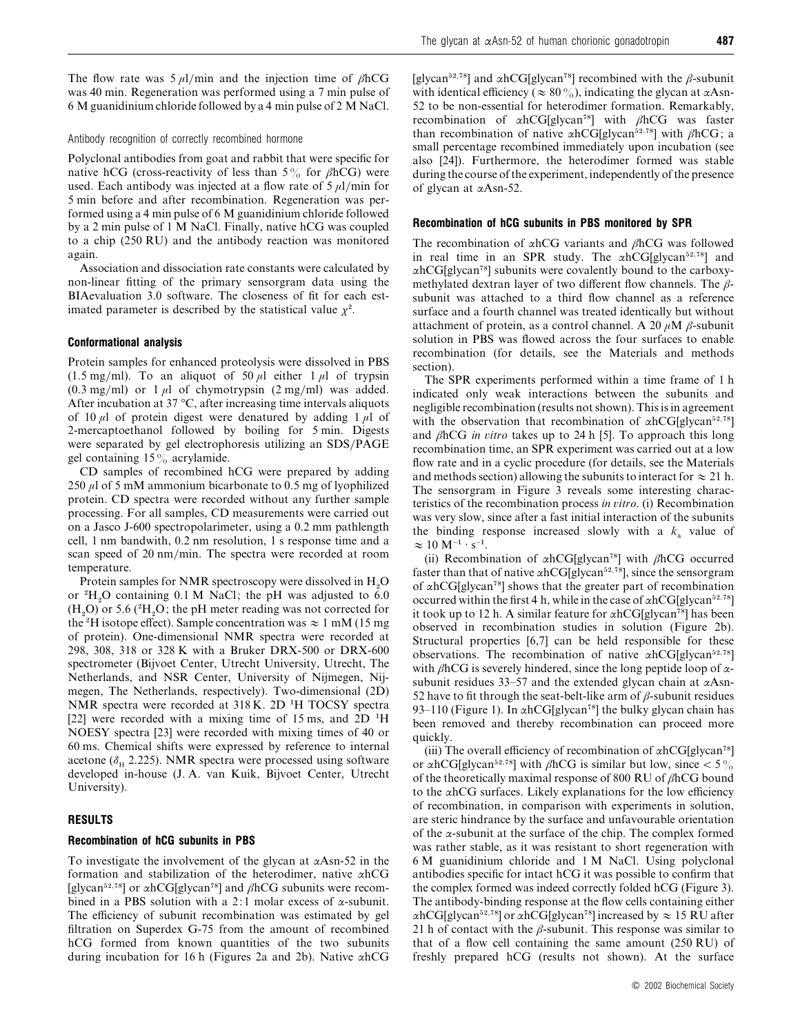The flow rate was 5 μl/min and the injection time of βhCG was 40 min. Regeneration was performed using a 7 min pulse of 6 M guanidinium chloride followed by a 4 min pulse of 2 M NaCl.

### Antibody recognition of correctly recombined hormone

Polyclonal antibodies from goat and rabbit that were specific for native hCG (cross-reactivity of less than 5% for βhCG) were used. Each antibody was injected at a flow rate of 5 μl/min for 5 min before and after recombination. Regeneration was performed using a 4 min pulse of 6 M guanidinium chloride followed by a 2 min pulse of 1 M NaCl. Finally, native hCG was coupled to a chip (250 RU) and the antibody reaction was monitored again.

Association and dissociation rate constants were calculated by non-linear fitting of the primary sensorgram data using the BIAevaluation 3.0 software. The closeness of fit for each estimated parameter is described by the statistical value $\chi^2$.

## Conformational analysis

Protein samples for enhanced proteolysis were dissolved in PBS (1.5 mg/ml). To an aliquot of 50 μl either 1 μl of trypsin (0.3 mg/ml) or 1 μl of chymotrypsin (2 mg/ml) was added. After incubation at 37 °C, after increasing time intervals aliquots of 10 μl of protein digest were denatured by adding 1 μl of 2-mercaptoethanol followed by boiling for 5 min. Digests were separated by gel electrophoresis utilizing an SDS/PAGE gel containing 15% acrylamide.

CD samples of recombined hCG were prepared by adding 250 μl of 5 mM ammonium bicarbonate to 0.5 mg of lyophilized protein. CD spectra were recorded without any further sample processing. For all samples, CD measurements were carried out on a Jasco J-600 spectropolarimeter, using a 0.2 mm pathlength cell, 1 nm bandwith, 0.2 nm resolution, 1 s response time and a scan speed of 20 nm/min. The spectra were recorded at room temperature.

Protein samples for NMR spectroscopy were dissolved in $H_2O$ or $^2H_2O$ containing 0.1 M NaCl; the pH was adjusted to 6.0 ($H_2O$) or 5.6 ($^2H_2O$; the pH meter reading was not corrected for the $^2H$ isotope effect). Sample concentration was ≈ 1 mM (15 mg of protein). One-dimensional NMR spectra were recorded at 298, 308, 318 or 328 K with a Bruker DRX-500 or DRX-600 spectrometer (Bijvoet Center, Utrecht University, Utrecht, The Netherlands, and NSR Center, University of Nijmegen, Nijmegen, The Netherlands, respectively). Two-dimensional (2D) NMR spectra were recorded at 318 K. 2D $^1H$ TOCSY spectra [22] were recorded with a mixing time of 15 ms, and 2D $^1H$ NOESY spectra [23] were recorded with mixing times of 40 or 60 ms. Chemical shifts were expressed by reference to internal acetone ($\delta_H$ 2.225). NMR spectra were processed using software developed in-house (J. A. van Kuik, Bijvoet Center, Utrecht University).

## RESULTS

### Recombination of hCG subunits in PBS

To investigate the involvement of the glycan at αAsn-52 in the formation and stabilization of the heterodimer, native αhCG [glycan$^{52,78}$] or αhCG[glycan$^{78}$] and βhCG subunits were recombined in a PBS solution with a 2:1 molar excess of α-subunit. The efficiency of subunit recombination was estimated by gel filtration on Superdex G-75 from the amount of recombined hCG formed from known quantities of the two subunits during incubation for 16 h (Figures 2a and 2b). Native αhCG [glycan$^{52,78}$] and αhCG[glycan$^{78}$] recombined with the β-subunit with identical efficiency (≈ 80%), indicating the glycan at αAsn-52 to be non-essential for heterodimer formation. Remarkably, recombination of αhCG[glycan$^{78}$] with βhCG was faster than recombination of native αhCG[glycan$^{52,78}$] with βhCG; a small percentage recombined immediately upon incubation (see also [24]). Furthermore, the heterodimer formed was stable during the course of the experiment, independently of the presence of glycan at αAsn-52.

### Recombination of hCG subunits in PBS monitored by SPR

The recombination of αhCG variants and βhCG was followed in real time in an SPR study. The αhCG[glycan$^{52,78}$] and αhCG[glycan$^{78}$] subunits were covalently bound to the carboxymethylated dextran layer of two different flow channels. The β-subunit was attached to a third flow channel as a reference surface and a fourth channel was treated identically but without attachment of protein, as a control channel. A 20 μM β-subunit solution in PBS was flowed across the four surfaces to enable recombination (for details, see the Materials and methods section).

The SPR experiments performed within a time frame of 1 h indicated only weak interactions between the subunits and negligible recombination (results not shown). This is in agreement with the observation that recombination of αhCG[glycan$^{52,78}$] and βhCG *in vitro* takes up to 24 h [5]. To approach this long recombination time, an SPR experiment was carried out at a low flow rate and in a cyclic procedure (for details, see the Materials and methods section) allowing the subunits to interact for ≈ 21 h. The sensorgram in Figure 3 reveals some interesting characteristics of the recombination process *in vitro*. (i) Recombination was very slow, since after a fast initial interaction of the subunits the binding response increased slowly with a $k_a$ value of $\approx 10\ M^{-1} \cdot s^{-1}$.

(ii) Recombination of αhCG[glycan$^{78}$] with βhCG occurred faster than that of native αhCG[glycan$^{52,78}$], since the sensorgram of αhCG[glycan$^{78}$] shows that the greater part of recombination occurred within the first 4 h, while in the case of αhCG[glycan$^{52,78}$] it took up to 12 h. A similar feature for αhCG[glycan$^{78}$] has been observed in recombination studies in solution (Figure 2b). Structural properties [6,7] can be held responsible for these observations. The recombination of native αhCG[glycan$^{52,78}$] with βhCG is severely hindered, since the long peptide loop of α-subunit residues 33–57 and the extended glycan chain at αAsn-52 have to fit through the seat-belt-like arm of β-subunit residues 93–110 (Figure 1). In αhCG[glycan$^{78}$] the bulky glycan chain has been removed and thereby recombination can proceed more quickly.

(iii) The overall efficiency of recombination of αhCG[glycan$^{78}$] or αhCG[glycan$^{52,78}$] with βhCG is similar but low, since < 5% of the theoretically maximal response of 800 RU of βhCG bound to the αhCG surfaces. Likely explanations for the low efficiency of recombination, in comparison with experiments in solution, are steric hindrance by the surface and unfavourable orientation of the α-subunit at the surface of the chip. The complex formed was rather stable, as it was resistant to short regeneration with 6 M guanidinium chloride and 1 M NaCl. Using polyclonal antibodies specific for intact hCG it was possible to confirm that the complex formed was indeed correctly folded hCG (Figure 3). The antibody-binding response at the flow cells containing either αhCG[glycan$^{52,78}$] or αhCG[glycan$^{78}$] increased by ≈ 15 RU after 21 h of contact with the β-subunit. This response was similar to that of a flow cell containing the same amount (250 RU) of freshly prepared hCG (results not shown). At the surface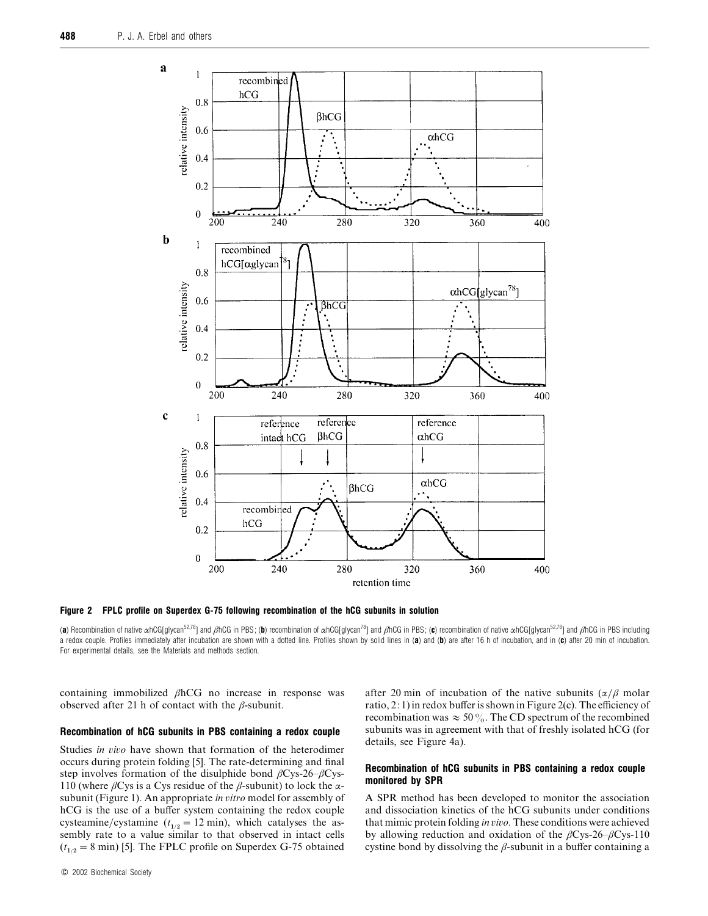**Figure 2 FPLC profile on Superdex G-75 following recombination of the hCG subunits in solution**

(**a**) Recombination of native αhCG[glycan[52,78]] and βhCG in PBS; (**b**) recombination of αhCG[glycan[78]] and βhCG in PBS; (**c**) recombination of native αhCG[glycan[52,78]] and βhCG in PBS including a redox couple. Profiles immediately after incubation are shown with a dotted line. Profiles shown by solid lines in (**a**) and (**b**) are after 16 h of incubation, and in (**c**) after 20 min of incubation. For experimental details, see the Materials and methods section.

containing immobilized βhCG no increase in response was observed after 21 h of contact with the β-subunit.

### Recombination of hCG subunits in PBS containing a redox couple

Studies *in vivo* have shown that formation of the heterodimer occurs during protein folding [5]. The rate-determining and final step involves formation of the disulphide bond βCys-26–βCys-110 (where βCys is a Cys residue of the β-subunit) to lock the α-subunit (Figure 1). An appropriate *in vitro* model for assembly of hCG is the use of a buffer system containing the redox couple cysteamine/cystamine ($t_{1/2} = 12$ min), which catalyses the assembly rate to a value similar to that observed in intact cells ($t_{1/2} = 8$ min) [5]. The FPLC profile on Superdex G-75 obtained after 20 min of incubation of the native subunits (α/β molar ratio, 2:1) in redox buffer is shown in Figure 2(c). The efficiency of recombination was ≈ 50 %. The CD spectrum of the recombined subunits was in agreement with that of freshly isolated hCG (for details, see Figure 4a).

### Recombination of hCG subunits in PBS containing a redox couple monitored by SPR

A SPR method has been developed to monitor the association and dissociation kinetics of the hCG subunits under conditions that mimic protein folding *in vivo*. These conditions were achieved by allowing reduction and oxidation of the βCys-26–βCys-110 cystine bond by dissolving the β-subunit in a buffer containing a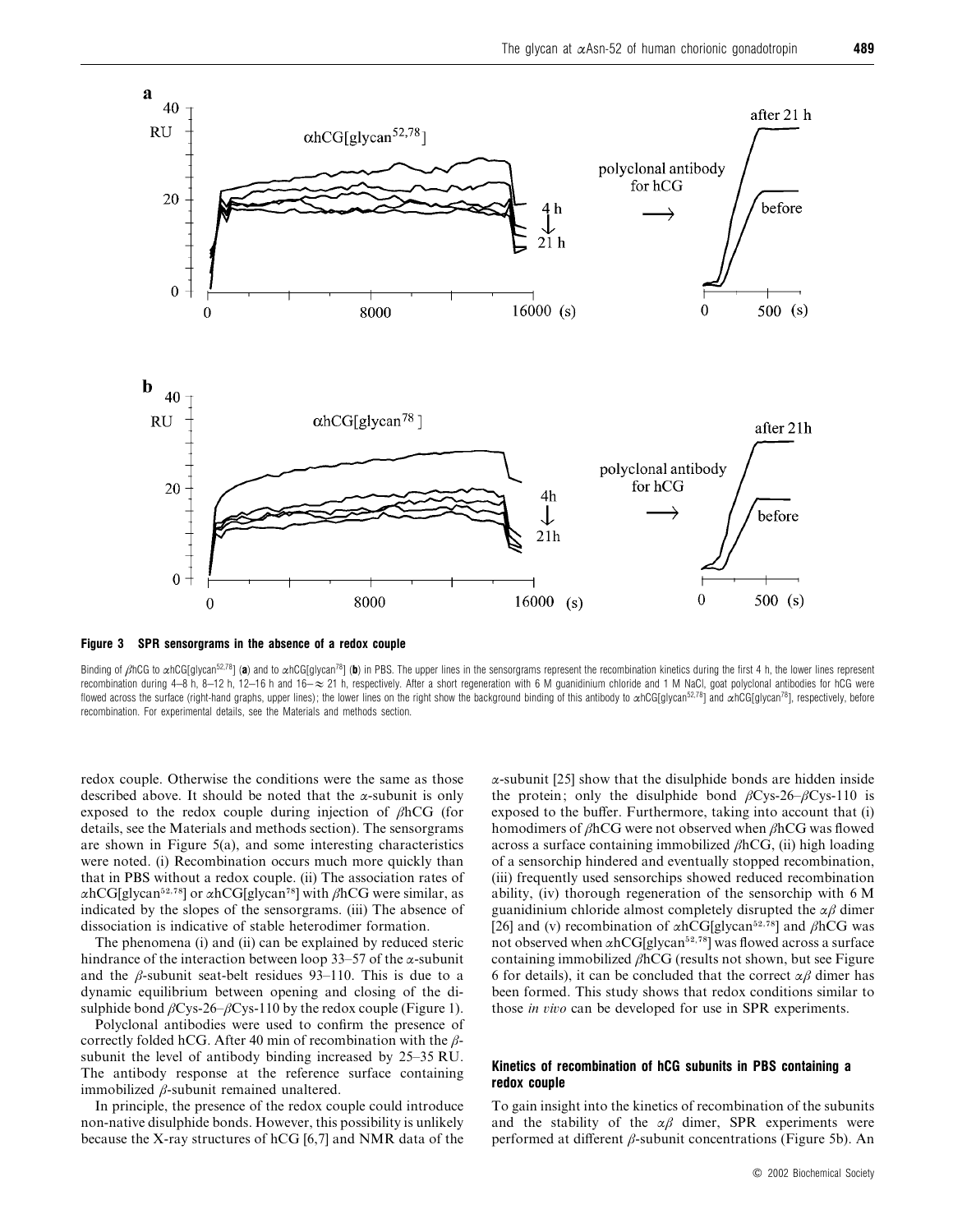**Figure 3 SPR sensorgrams in the absence of a redox couple**

Binding of βhCG to αhCG[glycan[52,78]] (**a**) and to αhCG[glycan[78]] (**b**) in PBS. The upper lines in the sensorgrams represent the recombination kinetics during the first 4 h, the lower lines represent recombination during 4–8 h, 8–12 h, 12–16 h and 16–≈ 21 h, respectively. After a short regeneration with 6 M guanidinium chloride and 1 M NaCl, goat polyclonal antibodies for hCG were flowed across the surface (right-hand graphs, upper lines); the lower lines on the right show the background binding of this antibody to αhCG[glycan[52,78]] and αhCG[glycan[78]], respectively, before recombination. For experimental details, see the Materials and methods section.

redox couple. Otherwise the conditions were the same as those described above. It should be noted that the α-subunit is only exposed to the redox couple during injection of βhCG (for details, see the Materials and methods section). The sensorgrams are shown in Figure 5(a), and some interesting characteristics were noted. (i) Recombination occurs much more quickly than that in PBS without a redox couple. (ii) The association rates of αhCG[glycan[52,78]] or αhCG[glycan[78]] with βhCG were similar, as indicated by the slopes of the sensorgrams. (iii) The absence of dissociation is indicative of stable heterodimer formation.

The phenomena (i) and (ii) can be explained by reduced steric hindrance of the interaction between loop 33–57 of the α-subunit and the β-subunit seat-belt residues 93–110. This is due to a dynamic equilibrium between opening and closing of the disulphide bond βCys-26–βCys-110 by the redox couple (Figure 1).

Polyclonal antibodies were used to confirm the presence of correctly folded hCG. After 40 min of recombination with the β-subunit the level of antibody binding increased by 25–35 RU. The antibody response at the reference surface containing immobilized β-subunit remained unaltered.

In principle, the presence of the redox couple could introduce non-native disulphide bonds. However, this possibility is unlikely because the X-ray structures of hCG [6,7] and NMR data of the α-subunit [25] show that the disulphide bonds are hidden inside the protein; only the disulphide bond βCys-26–βCys-110 is exposed to the buffer. Furthermore, taking into account that (i) homodimers of βhCG were not observed when βhCG was flowed across a surface containing immobilized βhCG, (ii) high loading of a sensorchip hindered and eventually stopped recombination, (iii) frequently used sensorchips showed reduced recombination ability, (iv) thorough regeneration of the sensorchip with 6 M guanidinium chloride almost completely disrupted the αβ dimer [26] and (v) recombination of αhCG[glycan[52,78]] and βhCG was not observed when αhCG[glycan[52,78]] was flowed across a surface containing immobilized βhCG (results not shown, but see Figure 6 for details), it can be concluded that the correct αβ dimer has been formed. This study shows that redox conditions similar to those *in vivo* can be developed for use in SPR experiments.

### Kinetics of recombination of hCG subunits in PBS containing a redox couple

To gain insight into the kinetics of recombination of the subunits and the stability of the αβ dimer, SPR experiments were performed at different β-subunit concentrations (Figure 5b). An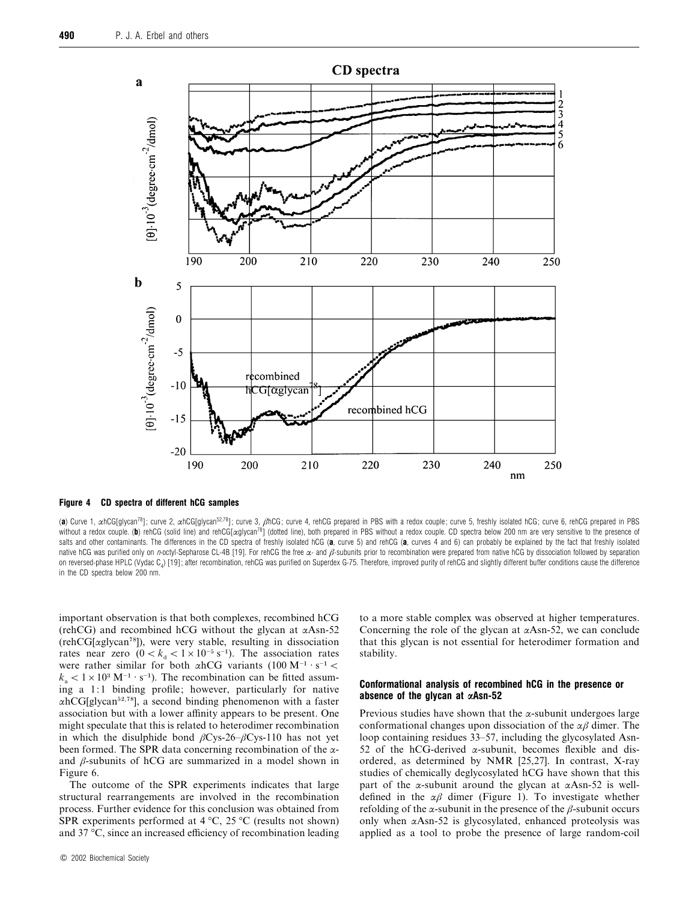**Figure 4 CD spectra of different hCG samples**

(**a**) Curve 1, αhCG[glycan[78]]; curve 2, αhCG[glycan[52,78]]; curve 3, βhCG; curve 4, rehCG prepared in PBS with a redox couple; curve 5, freshly isolated hCG; curve 6, rehCG prepared in PBS without a redox couple. (**b**) rehCG (solid line) and rehCG[αglycan[78]] (dotted line), both prepared in PBS without a redox couple. CD spectra below 200 nm are very sensitive to the presence of salts and other contaminants. The differences in the CD spectra of freshly isolated hCG (**a**, curve 5) and rehCG (**a**, curves 4 and 6) can probably be explained by the fact that freshly isolated native hCG was purified only on *n*-octyl-Sepharose CL-4B [19]. For rehCG the free α- and β-subunits prior to recombination were prepared from native hCG by dissociation followed by separation on reversed-phase HPLC (Vydac $C_4$) [19]; after recombination, rehCG was purified on Superdex G-75. Therefore, improved purity of rehCG and slightly different buffer conditions cause the difference in the CD spectra below 200 nm.

important observation is that both complexes, recombined hCG (rehCG) and recombined hCG without the glycan at αAsn-52 (rehCG[αglycan[78]]), were very stable, resulting in dissociation rates near zero ($0 < k_d < 1 \times 10^{-5}\ \mathrm{s^{-1}}$). The association rates were rather similar for both αhCG variants ($100\ \mathrm{M^{-1} \cdot s^{-1}} < k_a < 1 \times 10^{3}\ \mathrm{M^{-1} \cdot s^{-1}}$). The recombination can be fitted assuming a 1:1 binding profile; however, particularly for native αhCG[glycan[52,78]], a second binding phenomenon with a faster association but with a lower affinity appears to be present. One might speculate that this is related to heterodimer recombination in which the disulphide bond βCys-26–βCys-110 has not yet been formed. The SPR data concerning recombination of the α- and β-subunits of hCG are summarized in a model shown in Figure 6.

The outcome of the SPR experiments indicates that large structural rearrangements are involved in the recombination process. Further evidence for this conclusion was obtained from SPR experiments performed at 4 °C, 25 °C (results not shown) and 37 °C, since an increased efficiency of recombination leading to a more stable complex was observed at higher temperatures. Concerning the role of the glycan at αAsn-52, we can conclude that this glycan is not essential for heterodimer formation and stability.

### Conformational analysis of recombined hCG in the presence or absence of the glycan at αAsn-52

Previous studies have shown that the α-subunit undergoes large conformational changes upon dissociation of the αβ dimer. The loop containing residues 33–57, including the glycosylated Asn-52 of the hCG-derived α-subunit, becomes flexible and disordered, as determined by NMR [25,27]. In contrast, X-ray studies of chemically deglycosylated hCG have shown that this part of the α-subunit around the glycan at αAsn-52 is well-defined in the αβ dimer (Figure 1). To investigate whether refolding of the α-subunit in the presence of the β-subunit occurs only when αAsn-52 is glycosylated, enhanced proteolysis was applied as a tool to probe the presence of large random-coil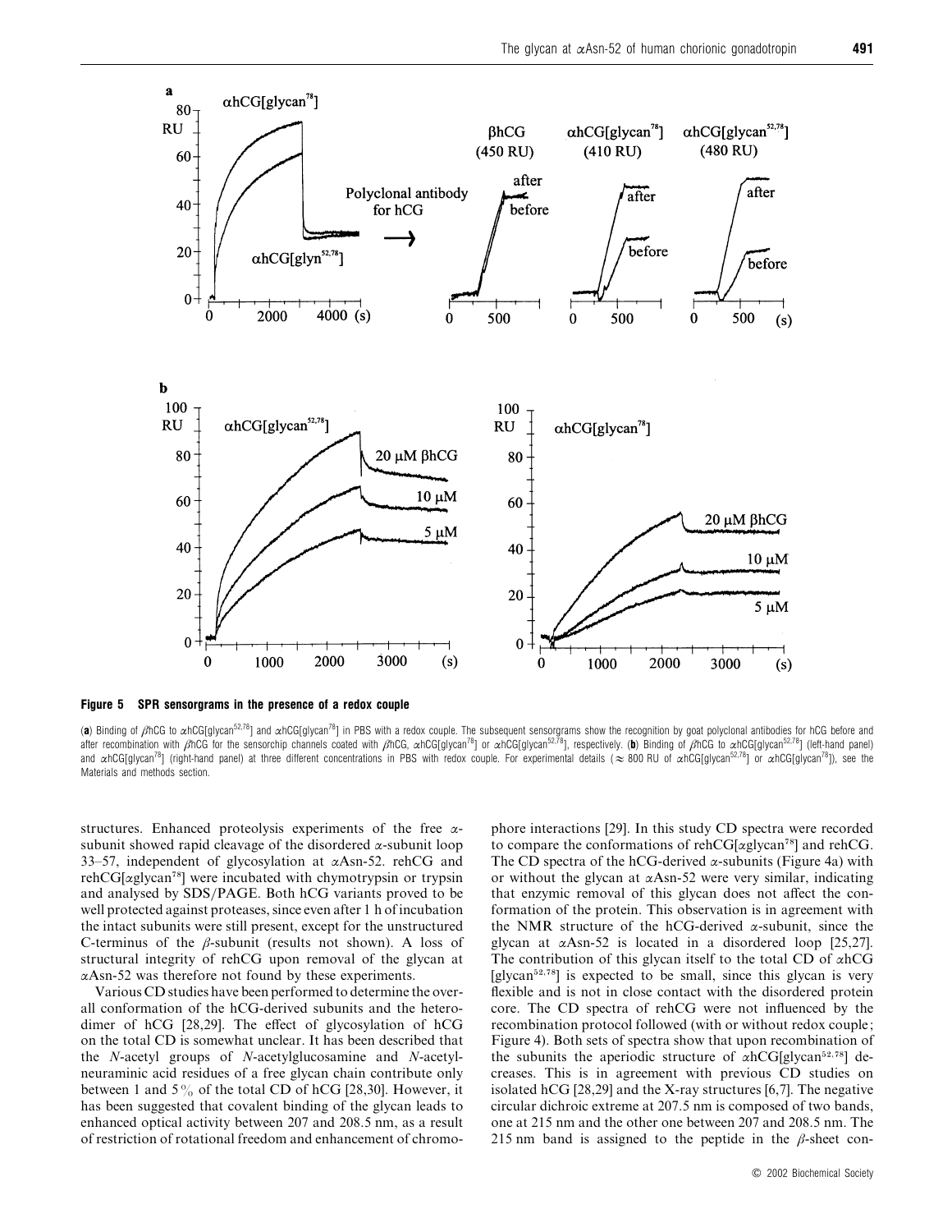**Figure 5 SPR sensorgrams in the presence of a redox couple**

(**a**) Binding of βhCG to αhCG[glycan[52,78]] and αhCG[glycan[78]] in PBS with a redox couple. The subsequent sensorgrams show the recognition by goat polyclonal antibodies for hCG before and after recombination with βhCG for the sensorchip channels coated with βhCG, αhCG[glycan[78]] or αhCG[glycan[52,78]], respectively. (**b**) Binding of βhCG to αhCG[glycan[52,78]] (left-hand panel) and αhCG[glycan[78]] (right-hand panel) at three different concentrations in PBS with redox couple. For experimental details (≈ 800 RU of αhCG[glycan[52,78]] or αhCG[glycan[78]]), see the Materials and methods section.

structures. Enhanced proteolysis experiments of the free α-subunit showed rapid cleavage of the disordered α-subunit loop 33–57, independent of glycosylation at αAsn-52. rehCG and rehCG[αglycan[78]] were incubated with chymotrypsin or trypsin and analysed by SDS/PAGE. Both hCG variants proved to be well protected against proteases, since even after 1 h of incubation the intact subunits were still present, except for the unstructured C-terminus of the β-subunit (results not shown). A loss of structural integrity of rehCG upon removal of the glycan at αAsn-52 was therefore not found by these experiments.

Various CD studies have been performed to determine the overall conformation of the hCG-derived subunits and the heterodimer of hCG [28,29]. The effect of glycosylation of hCG on the total CD is somewhat unclear. It has been described that the *N*-acetyl groups of *N*-acetylglucosamine and *N*-acetylneuraminic acid residues of a free glycan chain contribute only between 1 and 5 % of the total CD of hCG [28,30]. However, it has been suggested that covalent binding of the glycan leads to enhanced optical activity between 207 and 208.5 nm, as a result of restriction of rotational freedom and enhancement of chromophore interactions [29]. In this study CD spectra were recorded to compare the conformations of rehCG[αglycan[78]] and rehCG. The CD spectra of the hCG-derived α-subunits (Figure 4a) with or without the glycan at αAsn-52 were very similar, indicating that enzymic removal of this glycan does not affect the conformation of the protein. This observation is in agreement with the NMR structure of the hCG-derived α-subunit, since the glycan at αAsn-52 is located in a disordered loop [25,27]. The contribution of this glycan itself to the total CD of αhCG [glycan[52,78]] is expected to be small, since this glycan is very flexible and is not in close contact with the disordered protein core. The CD spectra of rehCG were not influenced by the recombination protocol followed (with or without redox couple; Figure 4). Both sets of spectra show that upon recombination of the subunits the aperiodic structure of αhCG[glycan[52,78]] decreases. This is in agreement with previous CD studies on isolated hCG [28,29] and the X-ray structures [6,7]. The negative circular dichroic extreme at 207.5 nm is composed of two bands, one at 215 nm and the other one between 207 and 208.5 nm. The 215 nm band is assigned to the peptide in the β-sheet con-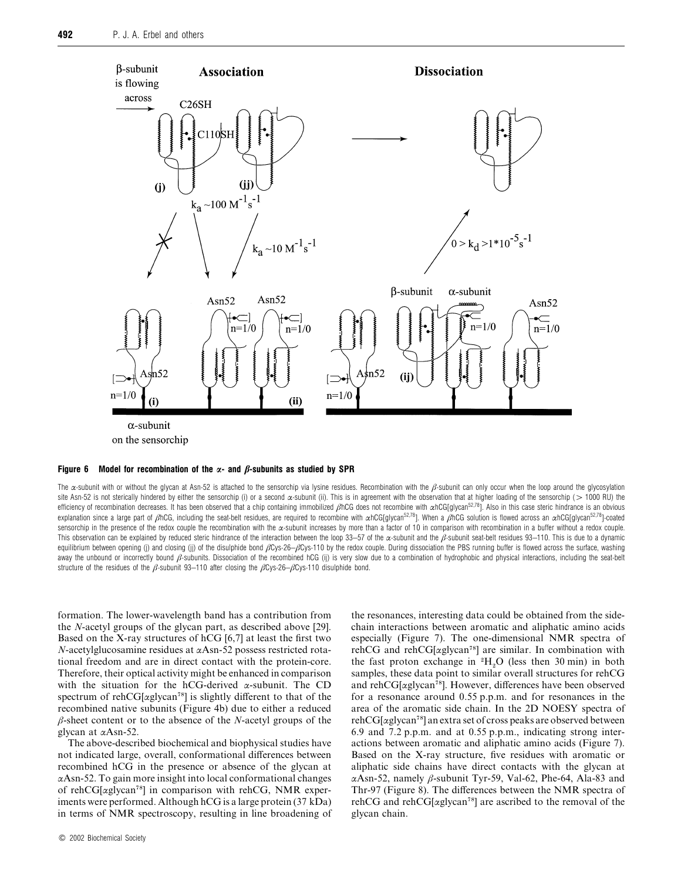**Figure 6 Model for recombination of the α- and β-subunits as studied by SPR**

The α-subunit with or without the glycan at Asn-52 is attached to the sensorchip via lysine residues. Recombination with the β-subunit can only occur when the loop around the glycosylation site Asn-52 is not sterically hindered by either the sensorchip (i) or a second α-subunit (ii). This is in agreement with the observation that at higher loading of the sensorchip (> 1000 RU) the efficiency of recombination decreases. It has been observed that a chip containing immobilized βhCG does not recombine with αhCG[glycan[52,78]]. Also in this case steric hindrance is an obvious explanation since a large part of βhCG, including the seat-belt residues, are required to recombine with αhCG[glycan[52,78]]. When a βhCG solution is flowed across an αhCG[glycan[52,78]]-coated sensorchip in the presence of the redox couple the recombination with the α-subunit increases by more than a factor of 10 in comparison with recombination in a buffer without a redox couple. This observation can be explained by reduced steric hindrance of the interaction between the loop 33–57 of the α-subunit and the β-subunit seat-belt residues 93–110. This is due to a dynamic equilibrium between opening (j) and closing (jj) of the disulphide bond βCys-26–βCys-110 by the redox couple. During dissociation the PBS running buffer is flowed across the surface, washing away the unbound or incorrectly bound β-subunits. Dissociation of the recombined hCG (ij) is very slow due to a combination of hydrophobic and physical interactions, including the seat-belt structure of the residues of the β-subunit 93–110 after closing the βCys-26–βCys-110 disulphide bond.

formation. The lower-wavelength band has a contribution from the *N*-acetyl groups of the glycan part, as described above [29]. Based on the X-ray structures of hCG [6,7] at least the first two *N*-acetylglucosamine residues at αAsn-52 possess restricted rotational freedom and are in direct contact with the protein-core. Therefore, their optical activity might be enhanced in comparison with the situation for the hCG-derived α-subunit. The CD spectrum of rehCG[αglycan[78]] is slightly different to that of the recombined native subunits (Figure 4b) due to either a reduced β-sheet content or to the absence of the *N*-acetyl groups of the glycan at αAsn-52.

The above-described biochemical and biophysical studies have not indicated large, overall, conformational differences between recombined hCG in the presence or absence of the glycan at αAsn-52. To gain more insight into local conformational changes of rehCG[αglycan[78]] in comparison with rehCG, NMR experiments were performed. Although hCG is a large protein (37 kDa) in terms of NMR spectroscopy, resulting in line broadening of the resonances, interesting data could be obtained from the side-chain interactions between aromatic and aliphatic amino acids especially (Figure 7). The one-dimensional NMR spectra of rehCG and rehCG[αglycan[78]] are similar. In combination with the fast proton exchange in $^{2}H_2O$ (less then 30 min) in both samples, these data point to similar overall structures for rehCG and rehCG[αglycan[78]]. However, differences have been observed for a resonance around 0.55 p.p.m. and for resonances in the area of the aromatic side chain. In the 2D NOESY spectra of rehCG[αglycan[78]] an extra set of cross peaks are observed between 6.9 and 7.2 p.p.m. and at 0.55 p.p.m., indicating strong interactions between aromatic and aliphatic amino acids (Figure 7). Based on the X-ray structure, five residues with aromatic or aliphatic side chains have direct contacts with the glycan at αAsn-52, namely β-subunit Tyr-59, Val-62, Phe-64, Ala-83 and Thr-97 (Figure 8). The differences between the NMR spectra of rehCG and rehCG[αglycan[78]] are ascribed to the removal of the glycan chain.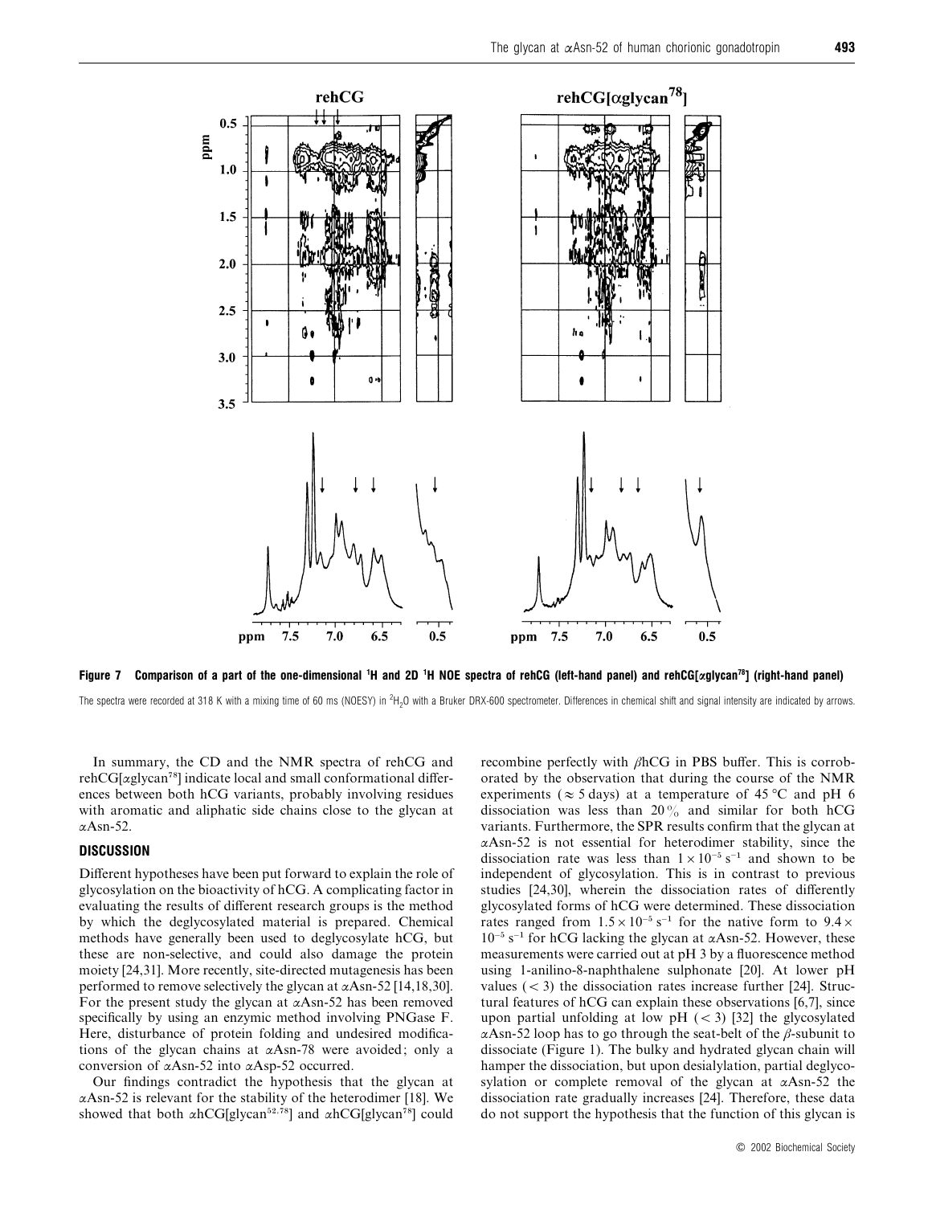**Figure 7 Comparison of a part of the one-dimensional $^1$H and 2D $^1$H NOE spectra of rehCG (left-hand panel) and rehCG[αglycan$^{78}$] (right-hand panel)**

The spectra were recorded at 318 K with a mixing time of 60 ms (NOESY) in $^2H_2O$ with a Bruker DRX-600 spectrometer. Differences in chemical shift and signal intensity are indicated by arrows.

In summary, the CD and the NMR spectra of rehCG and rehCG[αglycan$^{78}$] indicate local and small conformational differences between both hCG variants, probably involving residues with aromatic and aliphatic side chains close to the glycan at αAsn-52.

## DISCUSSION

Different hypotheses have been put forward to explain the role of glycosylation on the bioactivity of hCG. A complicating factor in evaluating the results of different research groups is the method by which the deglycosylated material is prepared. Chemical methods have generally been used to deglycosylate hCG, but these are non-selective, and could also damage the protein moiety [24,31]. More recently, site-directed mutagenesis has been performed to remove selectively the glycan at αAsn-52 [14,18,30]. For the present study the glycan at αAsn-52 has been removed specifically by using an enzymic method involving PNGase F. Here, disturbance of protein folding and undesired modifications of the glycan chains at αAsn-78 were avoided; only a conversion of αAsn-52 into αAsp-52 occurred.

Our findings contradict the hypothesis that the glycan at αAsn-52 is relevant for the stability of the heterodimer [18]. We showed that both αhCG[glycan$^{52,78}$] and αhCG[glycan$^{78}$] could recombine perfectly with βhCG in PBS buffer. This is corroborated by the observation that during the course of the NMR experiments (≈ 5 days) at a temperature of 45 °C and pH 6 dissociation was less than 20% and similar for both hCG variants. Furthermore, the SPR results confirm that the glycan at αAsn-52 is not essential for heterodimer stability, since the dissociation rate was less than $1 \times 10^{-5}$ s$^{-1}$ and shown to be independent of glycosylation. This is in contrast to previous studies [24,30], wherein the dissociation rates of differently glycosylated forms of hCG were determined. These dissociation rates ranged from $1.5 \times 10^{-5}$ s$^{-1}$ for the native form to $9.4 \times 10^{-5}$ s$^{-1}$ for hCG lacking the glycan at αAsn-52. However, these measurements were carried out at pH 3 by a fluorescence method using 1-anilino-8-naphthalene sulphonate [20]. At lower pH values (< 3) the dissociation rates increase further [24]. Structural features of hCG can explain these observations [6,7], since upon partial unfolding at low pH (< 3) [32] the glycosylated αAsn-52 loop has to go through the seat-belt of the β-subunit to dissociate (Figure 1). The bulky and hydrated glycan chain will hamper the dissociation, but upon desialylation, partial deglycosylation or complete removal of the glycan at αAsn-52 the dissociation rate gradually increases [24]. Therefore, these data do not support the hypothesis that the function of this glycan is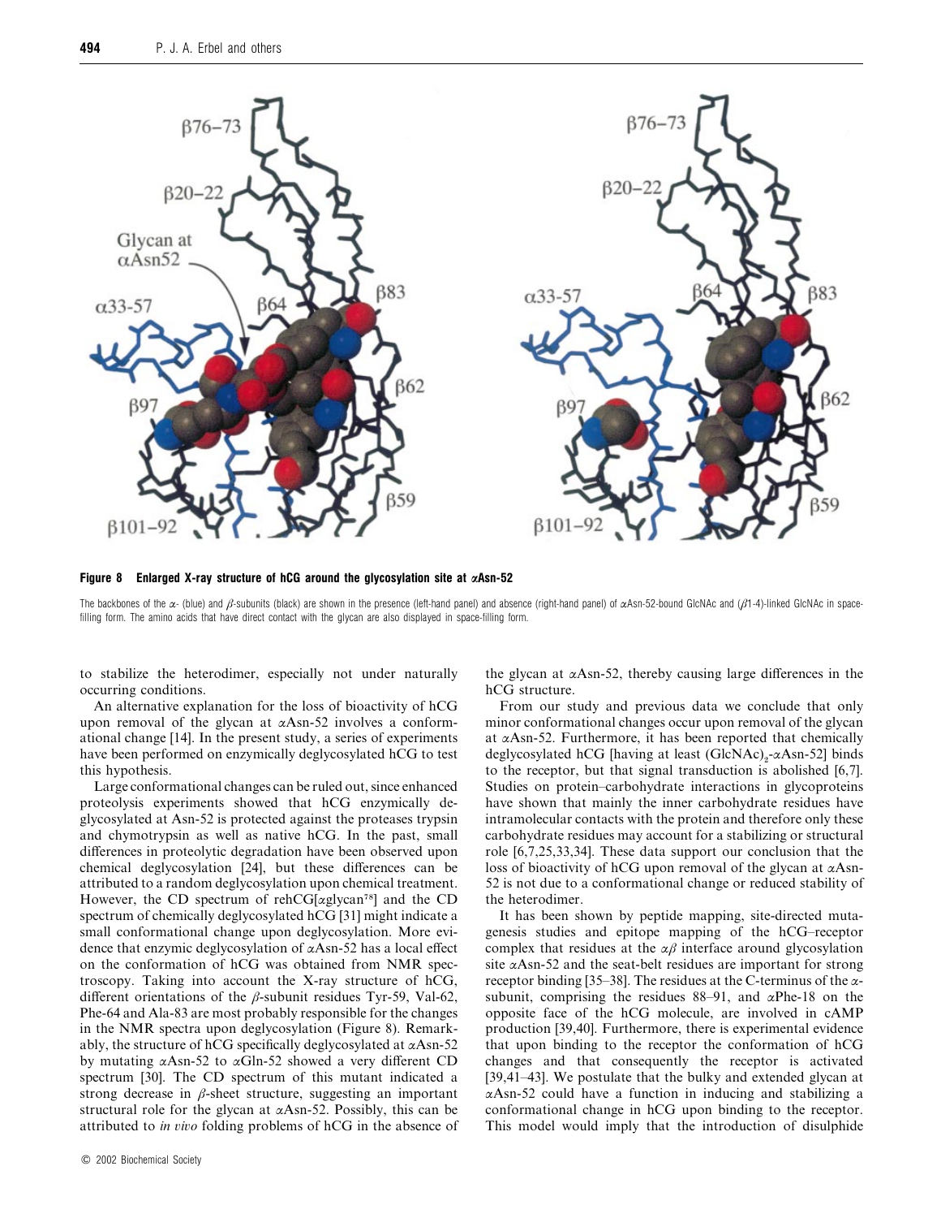**Figure 8  Enlarged X-ray structure of hCG around the glycosylation site at αAsn-52**

The backbones of the α- (blue) and β-subunits (black) are shown in the presence (left-hand panel) and absence (right-hand panel) of αAsn-52-bound GlcNAc and (β1-4)-linked GlcNAc in space-filling form. The amino acids that have direct contact with the glycan are also displayed in space-filling form.

to stabilize the heterodimer, especially not under naturally occurring conditions.

An alternative explanation for the loss of bioactivity of hCG upon removal of the glycan at αAsn-52 involves a conformational change [14]. In the present study, a series of experiments have been performed on enzymically deglycosylated hCG to test this hypothesis.

Large conformational changes can be ruled out, since enhanced proteolysis experiments showed that hCG enzymically deglycosylated at Asn-52 is protected against the proteases trypsin and chymotrypsin as well as native hCG. In the past, small differences in proteolytic degradation have been observed upon chemical deglycosylation [24], but these differences can be attributed to a random deglycosylation upon chemical treatment. However, the CD spectrum of rehCG[αglycan[78]] and the CD spectrum of chemically deglycosylated hCG [31] might indicate a small conformational change upon deglycosylation. More evidence that enzymic deglycosylation of αAsn-52 has a local effect on the conformation of hCG was obtained from NMR spectroscopy. Taking into account the X-ray structure of hCG, different orientations of the β-subunit residues Tyr-59, Val-62, Phe-64 and Ala-83 are most probably responsible for the changes in the NMR spectra upon deglycosylation (Figure 8). Remarkably, the structure of hCG specifically deglycosylated at αAsn-52 by mutating αAsn-52 to αGln-52 showed a very different CD spectrum [30]. The CD spectrum of this mutant indicated a strong decrease in β-sheet structure, suggesting an important structural role for the glycan at αAsn-52. Possibly, this can be attributed to *in vivo* folding problems of hCG in the absence of the glycan at αAsn-52, thereby causing large differences in the hCG structure.

From our study and previous data we conclude that only minor conformational changes occur upon removal of the glycan at αAsn-52. Furthermore, it has been reported that chemically deglycosylated hCG [having at least $(GlcNAc)_2$-αAsn-52] binds to the receptor, but that signal transduction is abolished [6,7]. Studies on protein–carbohydrate interactions in glycoproteins have shown that mainly the inner carbohydrate residues have intramolecular contacts with the protein and therefore only these carbohydrate residues may account for a stabilizing or structural role [6,7,25,33,34]. These data support our conclusion that the loss of bioactivity of hCG upon removal of the glycan at αAsn-52 is not due to a conformational change or reduced stability of the heterodimer.

It has been shown by peptide mapping, site-directed mutagenesis studies and epitope mapping of the hCG–receptor complex that residues at the αβ interface around glycosylation site αAsn-52 and the seat-belt residues are important for strong receptor binding [35–38]. The residues at the C-terminus of the α-subunit, comprising the residues 88–91, and αPhe-18 on the opposite face of the hCG molecule, are involved in cAMP production [39,40]. Furthermore, there is experimental evidence that upon binding to the receptor the conformation of hCG changes and that consequently the receptor is activated [39,41–43]. We postulate that the bulky and extended glycan at αAsn-52 could have a function in inducing and stabilizing a conformational change in hCG upon binding to the receptor. This model would imply that the introduction of disulphide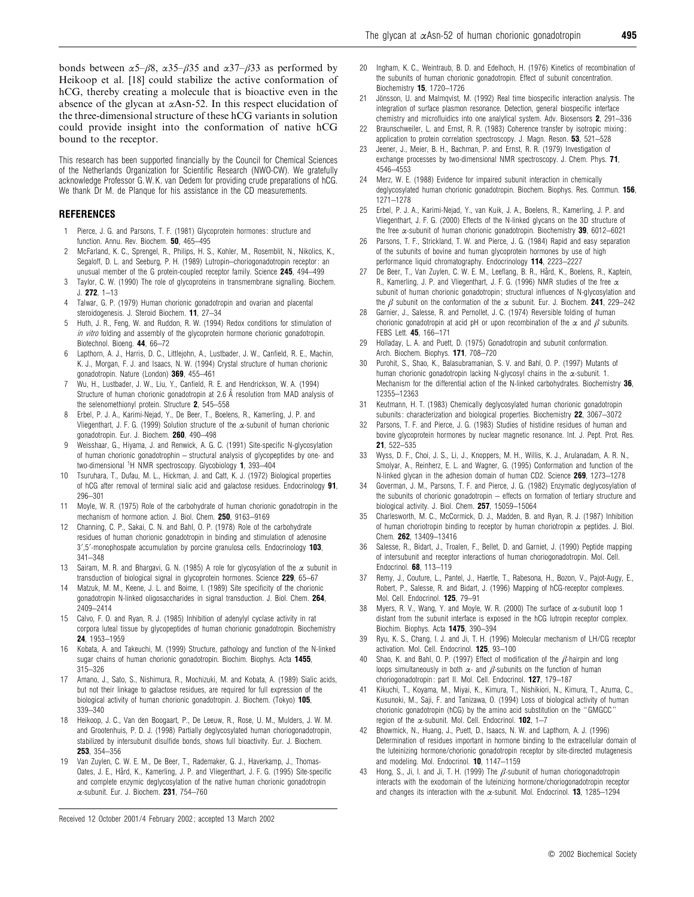bonds between $\alpha 5$–$\beta 8$, $\alpha 35$–$\beta 35$ and $\alpha 37$–$\beta 33$ as performed by Heikoop et al. [18] could stabilize the active conformation of hCG, thereby creating a molecule that is bioactive even in the absence of the glycan at $\alpha$Asn-52. In this respect elucidation of the three-dimensional structure of these hCG variants in solution could provide insight into the conformation of native hCG bound to the receptor.

This research has been supported financially by the Council for Chemical Sciences of the Netherlands Organization for Scientific Research (NWO-CW). We gratefully acknowledge Professor G.W.K. van Dedem for providing crude preparations of hCG. We thank Dr M. de Planque for his assistance in the CD measurements.

## REFERENCES

1. Pierce, J. G. and Parsons, T. F. (1981) Glycoprotein hormones: structure and function. Annu. Rev. Biochem. **50**, 465–495
2. McFarland, K. C., Sprengel, R., Philips, H. S., Kohler, M., Rosemblit, N., Nikolics, K., Segaloff, D. L. and Seeburg, P. H. (1989) Lutropin–choriogonadotropin receptor: an unusual member of the G protein-coupled receptor family. Science **245**, 494–499
3. Taylor, C. W. (1990) The role of glycoproteins in transmembrane signalling. Biochem. J. **272**, 1–13
4. Talwar, G. P. (1979) Human chorionic gonadotropin and ovarian and placental steroidogenesis. J. Steroid Biochem. **11**, 27–34
5. Huth, J. R., Feng, W. and Ruddon, R. W. (1994) Redox conditions for stimulation of *in vitro* folding and assembly of the glycoprotein hormone chorionic gonadotropin. Biotechnol. Bioeng. **44**, 66–72
6. Lapthorn, A. J., Harris, D. C., Littlejohn, A., Lustbader, J. W., Canfield, R. E., Machin, K. J., Morgan, F. J. and Isaacs, N. W. (1994) Crystal structure of human chorionic gonadotropin. Nature (London) **369**, 455–461
7. Wu, H., Lustbader, J. W., Liu, Y., Canfield, R. E. and Hendrickson, W. A. (1994) Structure of human chorionic gonadotropin at 2.6 Å resolution from MAD analysis of the selenomethionyl protein. Structure **2**, 545–558
8. Erbel, P. J. A., Karimi-Nejad, Y., De Beer, T., Boelens, R., Kamerling, J. P. and Vliegenthart, J. F. G. (1999) Solution structure of the $\alpha$-subunit of human chorionic gonadotropin. Eur. J. Biochem. **260**, 490–498
9. Weisshaar, G., Hiyama, J. and Renwick, A. G. C. (1991) Site-specific N-glycosylation of human chorionic gonadotrophin – structural analysis of glycopeptides by one- and two-dimensional $^{1}$H NMR spectroscopy. Glycobiology **1**, 393–404
10. Tsuruhara, T., Dufau, M. L., Hickman, J. and Catt, K. J. (1972) Biological properties of hCG after removal of terminal sialic acid and galactose residues. Endocrinology **91**, 296–301
11. Moyle, W. R. (1975) Role of the carbohydrate of human chorionic gonadotropin in the mechanism of hormone action. J. Biol. Chem. **250**, 9163–9169
12. Channing, C. P., Sakai, C. N. and Bahl, O. P. (1978) Role of the carbohydrate residues of human chorionic gonadotropin in binding and stimulation of adenosine 3′,5′-monophospate accumulation by porcine granulosa cells. Endocrinology **103**, 341–348
13. Sairam, M. R. and Bhargavi, G. N. (1985) A role for glycosylation of the $\alpha$ subunit in transduction of biological signal in glycoprotein hormones. Science **229**, 65–67
14. Matzuk, M. M., Keene, J. L. and Boime, I. (1989) Site specificity of the chorionic gonadotropin N-linked oligosaccharides in signal transduction. J. Biol. Chem. **264**, 2409–2414
15. Calvo, F. O. and Ryan, R. J. (1985) Inhibition of adenylyl cyclase activity in rat corpora luteal tissue by glycopeptides of human chorionic gonadotropin. Biochemistry **24**, 1953–1959
16. Kobata, A. and Takeuchi, M. (1999) Structure, pathology and function of the N-linked sugar chains of human chorionic gonadotropin. Biochim. Biophys. Acta **1455**, 315–326
17. Amano, J., Sato, S., Nishimura, R., Mochizuki, M. and Kobata, A. (1989) Sialic acids, but not their linkage to galactose residues, are required for full expression of the biological activity of human chorionic gonadotropin. J. Biochem. (Tokyo) **105**, 339–340
18. Heikoop, J. C., Van den Boogaart, P., De Leeuw, R., Rose, U. M., Mulders, J. W. M. and Grootenhuis, P. D. J. (1998) Partially deglycosylated human choriogonadotropin, stabilized by intersubunit disulfide bonds, shows full bioactivity. Eur. J. Biochem. **253**, 354–356
19. Van Zuylen, C. W. E. M., De Beer, T., Rademaker, G. J., Haverkamp, J., Thomas-Oates, J. E., Hård, K., Kamerling, J. P. and Vliegenthart, J. F. G. (1995) Site-specific and complete enzymic deglycosylation of the native human chorionic gonadotropin $\alpha$-subunit. Eur. J. Biochem. **231**, 754–760
20. Ingham, K. C., Weintraub, B. D. and Edelhoch, H. (1976) Kinetics of recombination of the subunits of human chorionic gonadotropin. Effect of subunit concentration. Biochemistry **15**, 1720–1726
21. Jönsson, U. and Malmqvist, M. (1992) Real time biospecific interaction analysis. The integration of surface plasmon resonance. Detection, general biospecific interface chemistry and microfluidics into one analytical system. Adv. Biosensors **2**, 291–336
22. Braunschweiler, L. and Ernst, R. R. (1983) Coherence transfer by isotropic mixing: application to protein correlation spectroscopy. J. Magn. Reson. **53**, 521–528
23. Jeener, J., Meier, B. H., Bachman, P. and Ernst, R. R. (1979) Investigation of exchange processes by two-dimensional NMR spectroscopy. J. Chem. Phys. **71**, 4546–4553
24. Merz, W. E. (1988) Evidence for impaired subunit interaction in chemically deglycosylated human chorionic gonadotropin. Biochem. Biophys. Res. Commun. **156**, 1271–1278
25. Erbel, P. J. A., Karimi-Nejad, Y., van Kuik, J. A., Boelens, R., Kamerling, J. P. and Vliegenthart, J. F. G. (2000) Effects of the N-linked glycans on the 3D structure of the free $\alpha$-subunit of human chorionic gonadotropin. Biochemistry **39**, 6012–6021
26. Parsons, T. F., Strickland, T. W. and Pierce, J. G. (1984) Rapid and easy separation of the subunits of bovine and human glycoprotein hormones by use of high performance liquid chromatography. Endocrinology **114**, 2223–2227
27. De Beer, T., Van Zuylen, C. W. E. M., Leeflang, B. R., Hård, K., Boelens, R., Kaptein, R., Kamerling, J. P. and Vliegenthart, J. F. G. (1996) NMR studies of the free $\alpha$ subunit of human chorionic gonadotropin; structural influences of N-glycosylation and the $\beta$ subunit on the conformation of the $\alpha$ subunit. Eur. J. Biochem. **241**, 229–242
28. Garnier, J., Salesse, R. and Pernollet, J. C. (1974) Reversible folding of human chorionic gonadotropin at acid pH or upon recombination of the $\alpha$ and $\beta$ subunits. FEBS Lett. **45**, 166–171
29. Holladay, L. A. and Puett, D. (1975) Gonadotropin and subunit conformation. Arch. Biochem. Biophys. **171**, 708–720
30. Purohit, S., Shao, K., Balasubramanian, S. V. and Bahl, O. P. (1997) Mutants of human chorionic gonadotropin lacking N-glycosyl chains in the $\alpha$-subunit. 1. Mechanism for the differential action of the N-linked carbohydrates. Biochemistry **36**, 12355–12363
31. Keutmann, H. T. (1983) Chemically deglycosylated human chorionic gonadotropin subunits: characterization and biological properties. Biochemistry **22**, 3067–3072
32. Parsons, T. F. and Pierce, J. G. (1983) Studies of histidine residues of human and bovine glycoprotein hormones by nuclear magnetic resonance. Int. J. Pept. Prot. Res. **21**, 522–535
33. Wyss, D. F., Choi, J. S., Li, J., Knoppers, M. H., Willis, K. J., Arulanadam, A. R. N., Smolyar, A., Reinherz, E. L. and Wagner, G. (1995) Conformation and function of the N-linked glycan in the adhesion domain of human CD2. Science **269**, 1273–1278
34. Goverman, J. M., Parsons, T. F. and Pierce, J. G. (1982) Enzymatic deglycosylation of the subunits of chorionic gonadotropin – effects on formation of tertiary structure and biological activity. J. Biol. Chem. **257**, 15059–15064
35. Charlesworth, M. C., McCormick, D. J., Madden, B. and Ryan, R. J. (1987) Inhibition of human choriotropin binding to receptor by human choriotropin $\alpha$ peptides. J. Biol. Chem. **262**, 13409–13416
36. Salesse, R., Bidart, J., Troalen, F., Bellet, D. and Garniet, J. (1990) Peptide mapping of intersubunit and receptor interactions of human choriogonadotropin. Mol. Cell. Endocrinol. **68**, 113–119
37. Remy, J., Couture, L., Pantel, J., Haertle, T., Rabesona, H., Bozon, V., Pajot-Augy, E., Robert, P., Salesse, R. and Bidart, J. (1996) Mapping of hCG-receptor complexes. Mol. Cell. Endocrinol. **125**, 79–91
38. Myers, R. V., Wang, Y. and Moyle, W. R. (2000) The surface of $\alpha$-subunit loop 1 distant from the subunit interface is exposed in the hCG lutropin receptor complex. Biochim. Biophys. Acta **1475**, 390–394
39. Ryu, K. S., Chang, I. J. and Ji, T. H. (1996) Molecular mechanism of LH/CG receptor activation. Mol. Cell. Endocrinol. **125**, 93–100
40. Shao, K. and Bahl, O. P. (1997) Effect of modification of the $\beta$-hairpin and long loops simultaneously in both $\alpha$- and $\beta$-subunits on the function of human choriogonadotropin: part II. Mol. Cell. Endocrinol. **127**, 179–187
41. Kikuchi, T., Koyama, M., Miyai, K., Kimura, T., Nishikiori, N., Kimura, T., Azuma, C., Kusunoki, M., Saji, F. and Tanizawa, O. (1994) Loss of biological activity of human chorionic gonadotropin (hCG) by the amino acid substitution on the "GMGCC" region of the $\alpha$-subunit. Mol. Cell. Endocrinol. **102**, 1–7
42. Bhowmick, N., Huang, J., Puett, D., Isaacs, N. W. and Lapthorn, A. J. (1996) Determination of residues important in hormone binding to the extracellular domain of the luteinizing hormone/chorionic gonadotropin receptor by site-directed mutagenesis and modeling. Mol. Endocrinol. **10**, 1147–1159
43. Hong, S., Ji, I. and Ji, T. H. (1999) The $\beta$-subunit of human choriogonadotropin interacts with the exodomain of the luteinizing hormone/choriogonadotropin receptor and changes its interaction with the $\alpha$-subunit. Mol. Endocrinol. **13**, 1285–1294

Received 12 October 2001/4 February 2002; accepted 13 March 2002